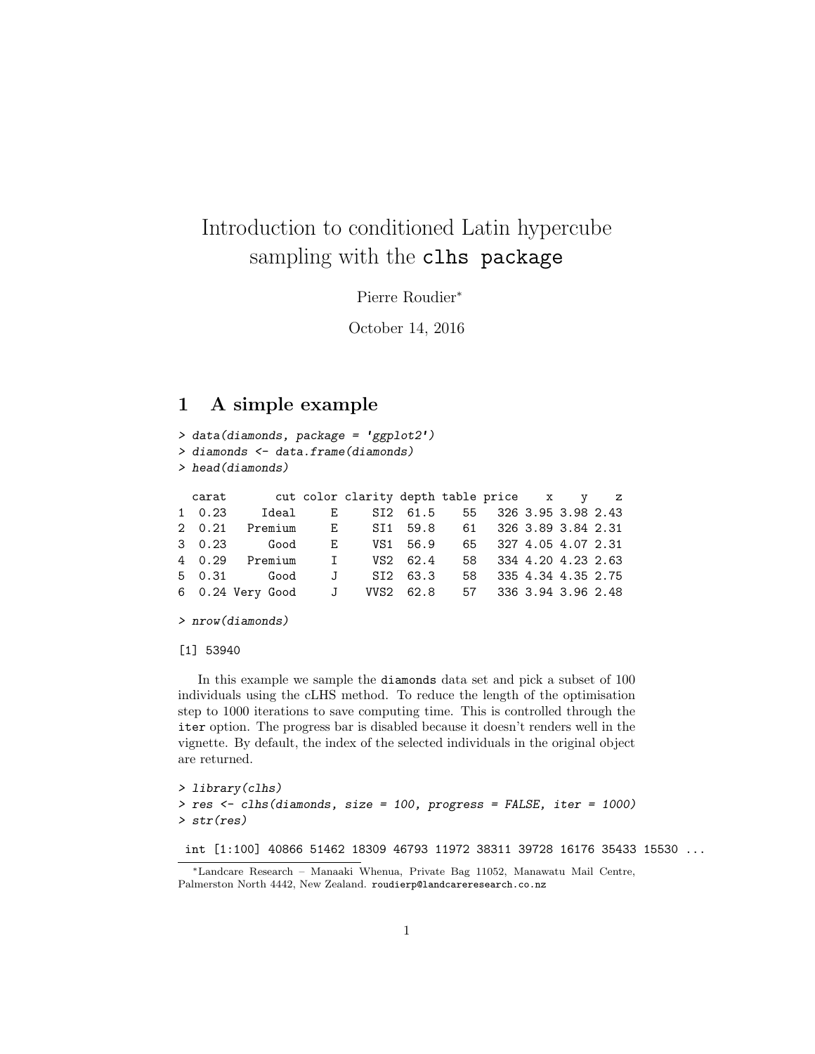# Introduction to conditioned Latin hypercube sampling with the `clhs package`

Pierre Roudier[*]

October 14, 2016

## 1 A simple example

```
> data(diamonds, package = 'ggplot2')
> diamonds <- data.frame(diamonds)
> head(diamonds)

  carat       cut color clarity depth table price    x    y    z
1  0.23     Ideal     E     SI2  61.5    55   326 3.95 3.98 2.43
2  0.21   Premium     E     SI1  59.8    61   326 3.89 3.84 2.31
3  0.23      Good     E     VS1  56.9    65   327 4.05 4.07 2.31
4  0.29   Premium     I     VS2  62.4    58   334 4.20 4.23 2.63
5  0.31      Good     J     SI2  63.3    58   335 4.34 4.35 2.75
6  0.24 Very Good     J    VVS2  62.8    57   336 3.94 3.96 2.48

> nrow(diamonds)

[1] 53940
```

In this example we sample the `diamonds` data set and pick a subset of 100 individuals using the cLHS method. To reduce the length of the optimisation step to 1000 iterations to save computing time. This is controlled through the `iter` option. The progress bar is disabled because it doesn't renders well in the vignette. By default, the index of the selected individuals in the original object are returned.

```
> library(clhs)
> res <- clhs(diamonds, size = 100, progress = FALSE, iter = 1000)
> str(res)

 int [1:100] 40866 51462 18309 46793 11972 38311 39728 16176 35433 15530 ...
```

[*]Landcare Research – Manaaki Whenua, Private Bag 11052, Manawatu Mail Centre, Palmerston North 4442, New Zealand. roudierp@landcareresearch.co.nz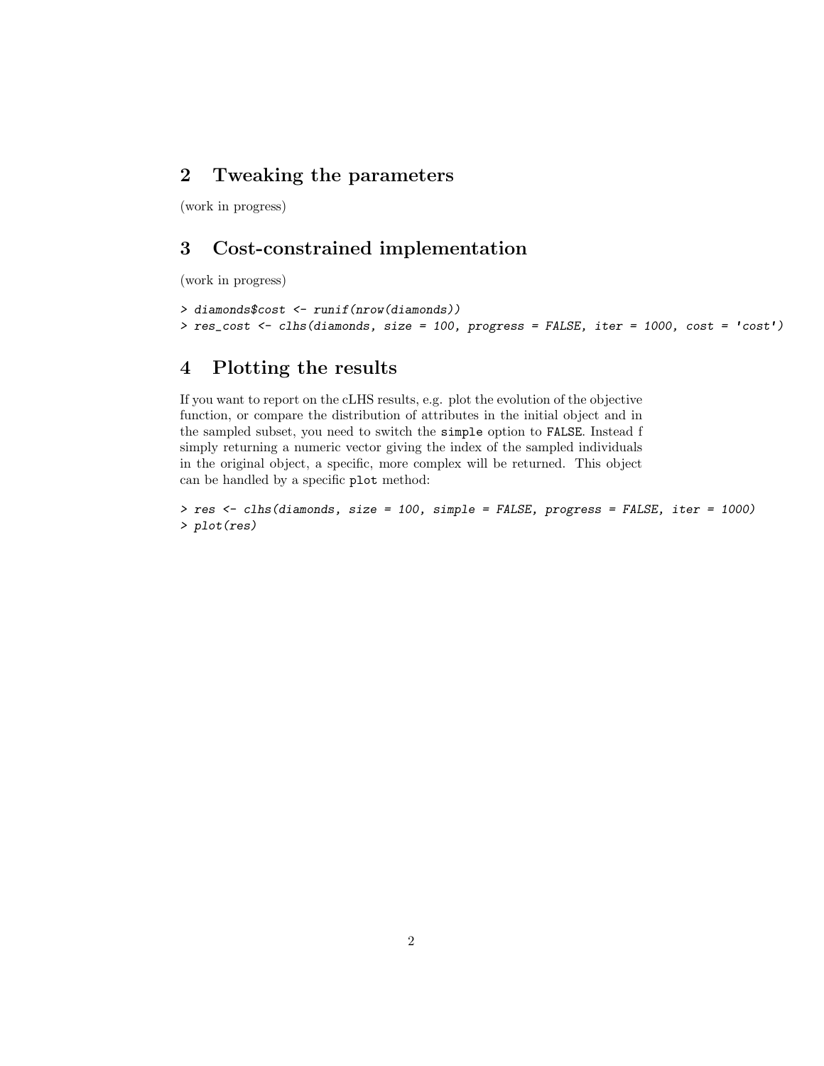## 2 Tweaking the parameters

(work in progress)

## 3 Cost-constrained implementation

(work in progress)

```
> diamonds$cost <- runif(nrow(diamonds))
> res_cost <- clhs(diamonds, size = 100, progress = FALSE, iter = 1000, cost = 'cost')
```

## 4 Plotting the results

If you want to report on the cLHS results, e.g. plot the evolution of the objective function, or compare the distribution of attributes in the initial object and in the sampled subset, you need to switch the `simple` option to `FALSE`. Instead f simply returning a numeric vector giving the index of the sampled individuals in the original object, a specific, more complex will be returned. This object can be handled by a specific `plot` method:

```
> res <- clhs(diamonds, size = 100, simple = FALSE, progress = FALSE, iter = 1000)
> plot(res)
```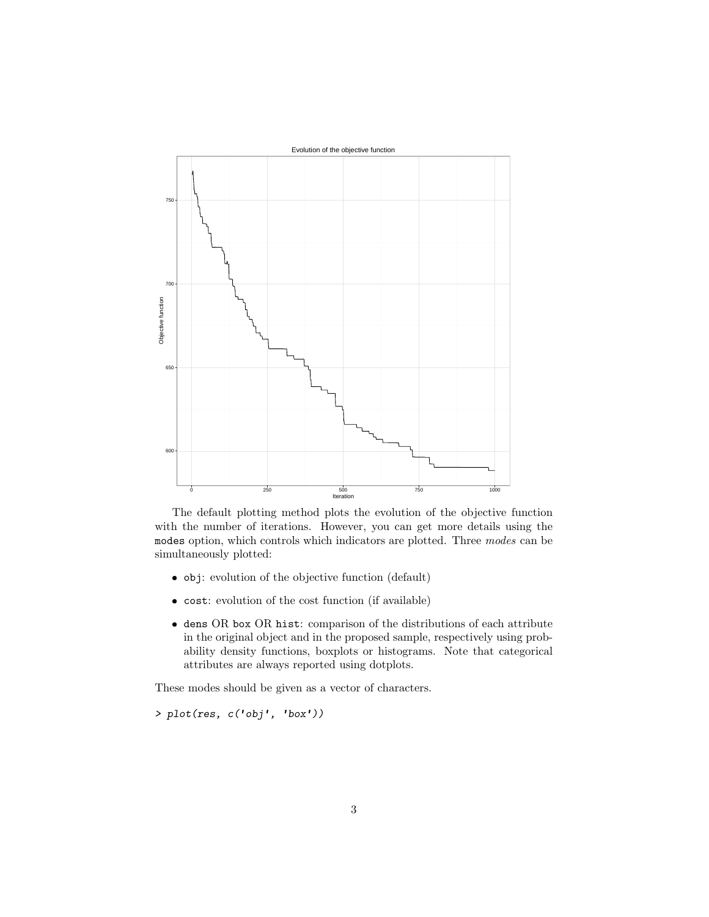The default plotting method plots the evolution of the objective function with the number of iterations. However, you can get more details using the `modes` option, which controls which indicators are plotted. Three *modes* can be simultaneously plotted:

- `obj`: evolution of the objective function (default)
- `cost`: evolution of the cost function (if available)
- `dens` OR `box` OR `hist`: comparison of the distributions of each attribute in the original object and in the proposed sample, respectively using probability density functions, boxplots or histograms. Note that categorical attributes are always reported using dotplots.

These modes should be given as a vector of characters.

```
> plot(res, c('obj', 'box'))
```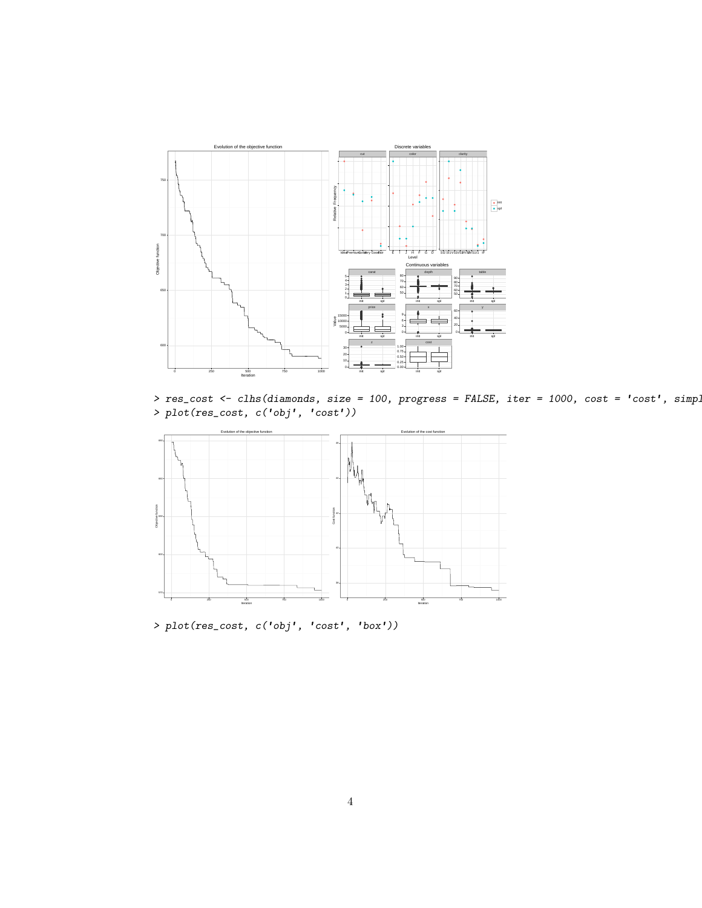```
> res_cost <- clhs(diamonds, size = 100, progress = FALSE, iter = 1000, cost = 'cost', simpl
> plot(res_cost, c('obj', 'cost'))
```

```
> plot(res_cost, c('obj', 'cost', 'box'))
```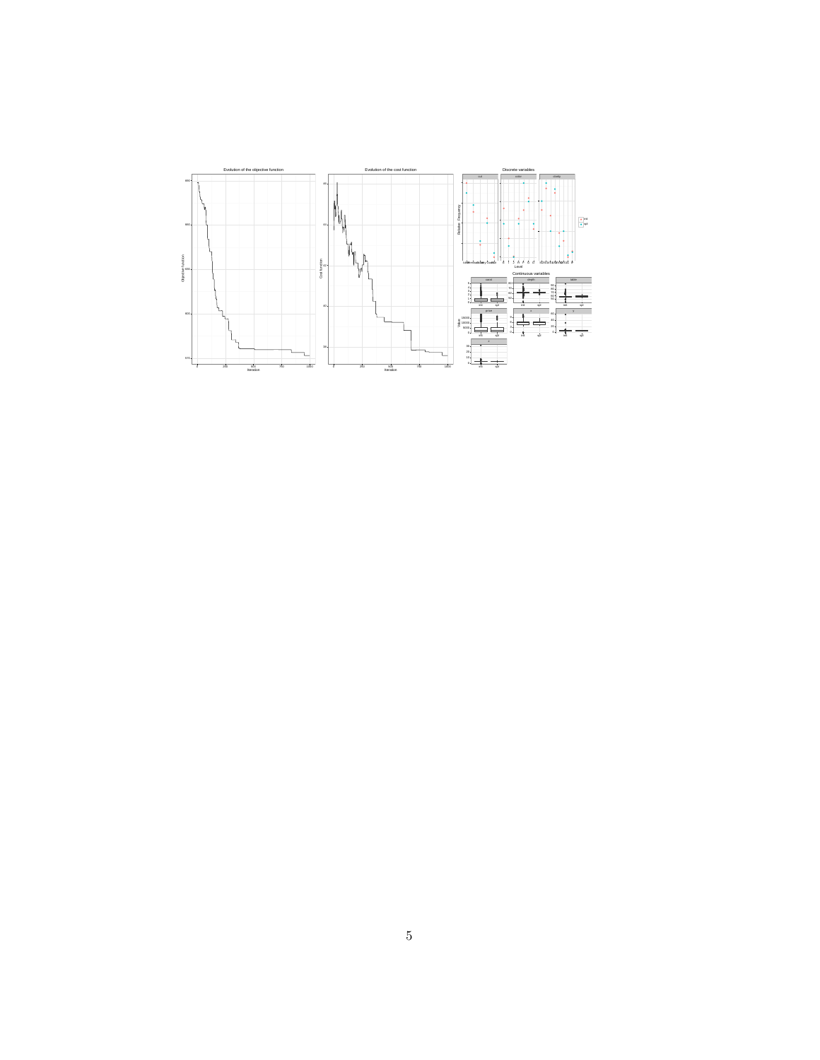Evolution of the objective function

Objective function

Iteration

Evolution of the cost function

Cost function

Iteration

Discrete variables

cut

color

clarity

Relative Frequency

Level

ini

opt

Continuous variables

carat

depth

table

price

x

y

z

Value

ini opt